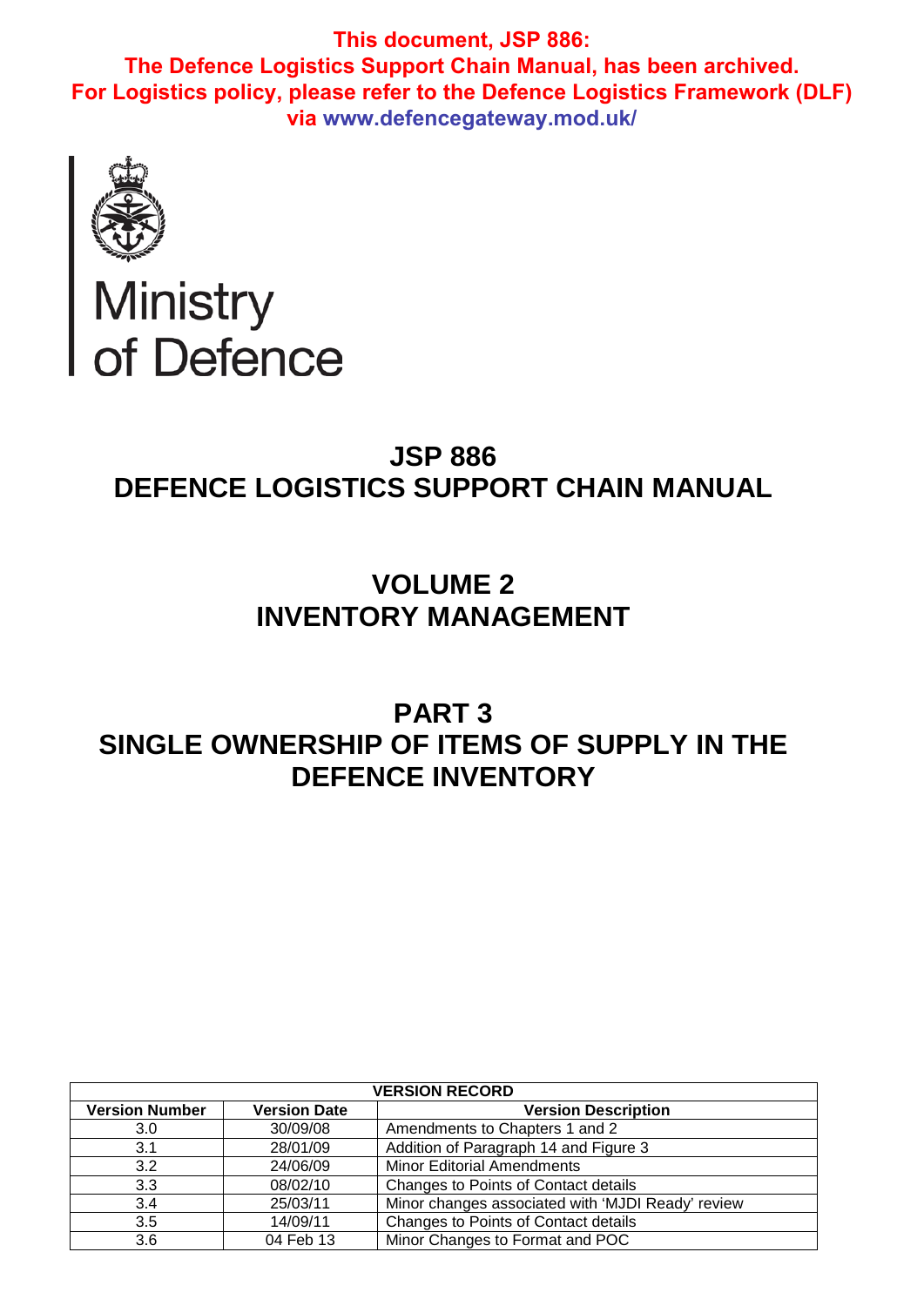**This document, JSP 886:**
**The Defence Logistics Support Chain Manual, has been archived.**
**For Logistics policy, please refer to the Defence Logistics Framework (DLF) via www.defencegateway.mod.uk/**

Ministry of Defence

# JSP 886
# DEFENCE LOGISTICS SUPPORT CHAIN MANUAL

## VOLUME 2
## INVENTORY MANAGEMENT

## PART 3
## SINGLE OWNERSHIP OF ITEMS OF SUPPLY IN THE DEFENCE INVENTORY

| VERSION RECORD | | |
|---|---|---|
| **Version Number** | **Version Date** | **Version Description** |
| 3.0 | 30/09/08 | Amendments to Chapters 1 and 2 |
| 3.1 | 28/01/09 | Addition of Paragraph 14 and Figure 3 |
| 3.2 | 24/06/09 | Minor Editorial Amendments |
| 3.3 | 08/02/10 | Changes to Points of Contact details |
| 3.4 | 25/03/11 | Minor changes associated with 'MJDI Ready' review |
| 3.5 | 14/09/11 | Changes to Points of Contact details |
| 3.6 | 04 Feb 13 | Minor Changes to Format and POC |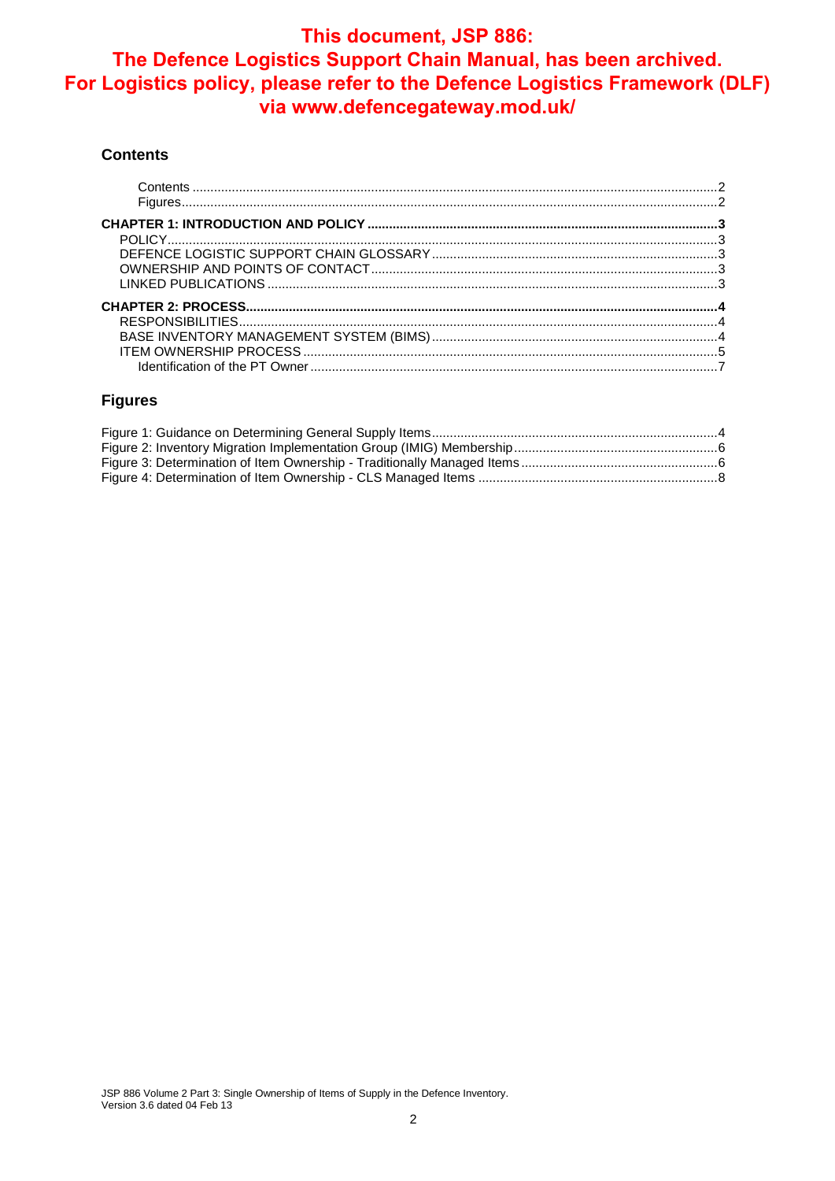**This document, JSP 886: The Defence Logistics Support Chain Manual, has been archived. For Logistics policy, please refer to the Defence Logistics Framework (DLF) via www.defencegateway.mod.uk/**

## Contents

- Contents ... 2
- Figures ... 2

**CHAPTER 1: INTRODUCTION AND POLICY ... 3**
- POLICY ... 3
- DEFENCE LOGISTIC SUPPORT CHAIN GLOSSARY ... 3
- OWNERSHIP AND POINTS OF CONTACT ... 3
- LINKED PUBLICATIONS ... 3

**CHAPTER 2: PROCESS ... 4**
- RESPONSIBILITIES ... 4
- BASE INVENTORY MANAGEMENT SYSTEM (BIMS) ... 4
- ITEM OWNERSHIP PROCESS ... 5
  - Identification of the PT Owner ... 7

## Figures

- Figure 1: Guidance on Determining General Supply Items ... 4
- Figure 2: Inventory Migration Implementation Group (IMIG) Membership ... 6
- Figure 3: Determination of Item Ownership - Traditionally Managed Items ... 6
- Figure 4: Determination of Item Ownership - CLS Managed Items ... 8

JSP 886 Volume 2 Part 3: Single Ownership of Items of Supply in the Defence Inventory.
Version 3.6 dated 04 Feb 13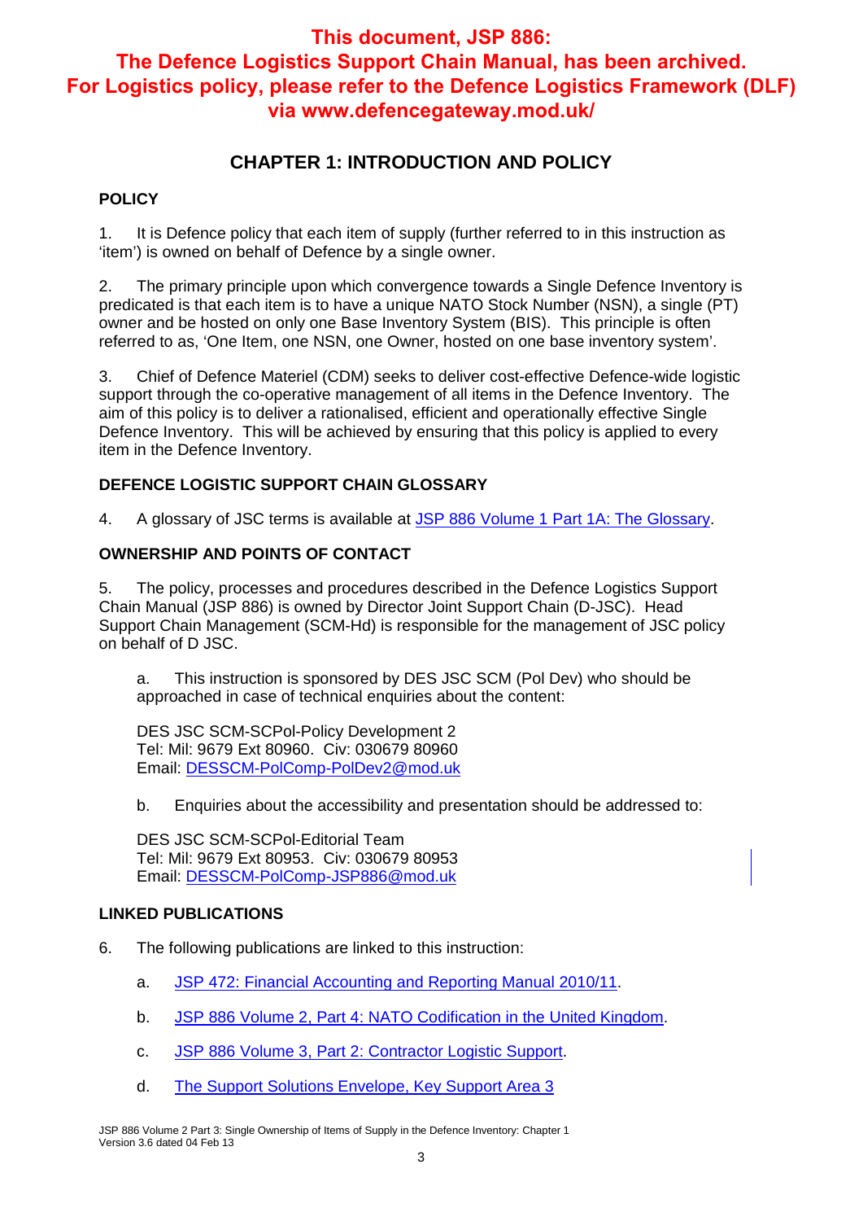**This document, JSP 886: The Defence Logistics Support Chain Manual, has been archived. For Logistics policy, please refer to the Defence Logistics Framework (DLF) via www.defencegateway.mod.uk/**

# CHAPTER 1: INTRODUCTION AND POLICY

## POLICY

1. It is Defence policy that each item of supply (further referred to in this instruction as 'item') is owned on behalf of Defence by a single owner.

2. The primary principle upon which convergence towards a Single Defence Inventory is predicated is that each item is to have a unique NATO Stock Number (NSN), a single (PT) owner and be hosted on only one Base Inventory System (BIS). This principle is often referred to as, 'One Item, one NSN, one Owner, hosted on one base inventory system'.

3. Chief of Defence Materiel (CDM) seeks to deliver cost-effective Defence-wide logistic support through the co-operative management of all items in the Defence Inventory. The aim of this policy is to deliver a rationalised, efficient and operationally effective Single Defence Inventory. This will be achieved by ensuring that this policy is applied to every item in the Defence Inventory.

## DEFENCE LOGISTIC SUPPORT CHAIN GLOSSARY

4. A glossary of JSC terms is available at JSP 886 Volume 1 Part 1A: The Glossary.

## OWNERSHIP AND POINTS OF CONTACT

5. The policy, processes and procedures described in the Defence Logistics Support Chain Manual (JSP 886) is owned by Director Joint Support Chain (D-JSC). Head Support Chain Management (SCM-Hd) is responsible for the management of JSC policy on behalf of D JSC.

   a. This instruction is sponsored by DES JSC SCM (Pol Dev) who should be approached in case of technical enquiries about the content:

   DES JSC SCM-SCPol-Policy Development 2
   Tel: Mil: 9679 Ext 80960. Civ: 030679 80960
   Email: DESSCM-PolComp-PolDev2@mod.uk

   b. Enquiries about the accessibility and presentation should be addressed to:

   DES JSC SCM-SCPol-Editorial Team
   Tel: Mil: 9679 Ext 80953. Civ: 030679 80953
   Email: DESSCM-PolComp-JSP886@mod.uk

## LINKED PUBLICATIONS

6. The following publications are linked to this instruction:

   a. JSP 472: Financial Accounting and Reporting Manual 2010/11.

   b. JSP 886 Volume 2, Part 4: NATO Codification in the United Kingdom.

   c. JSP 886 Volume 3, Part 2: Contractor Logistic Support.

   d. The Support Solutions Envelope, Key Support Area 3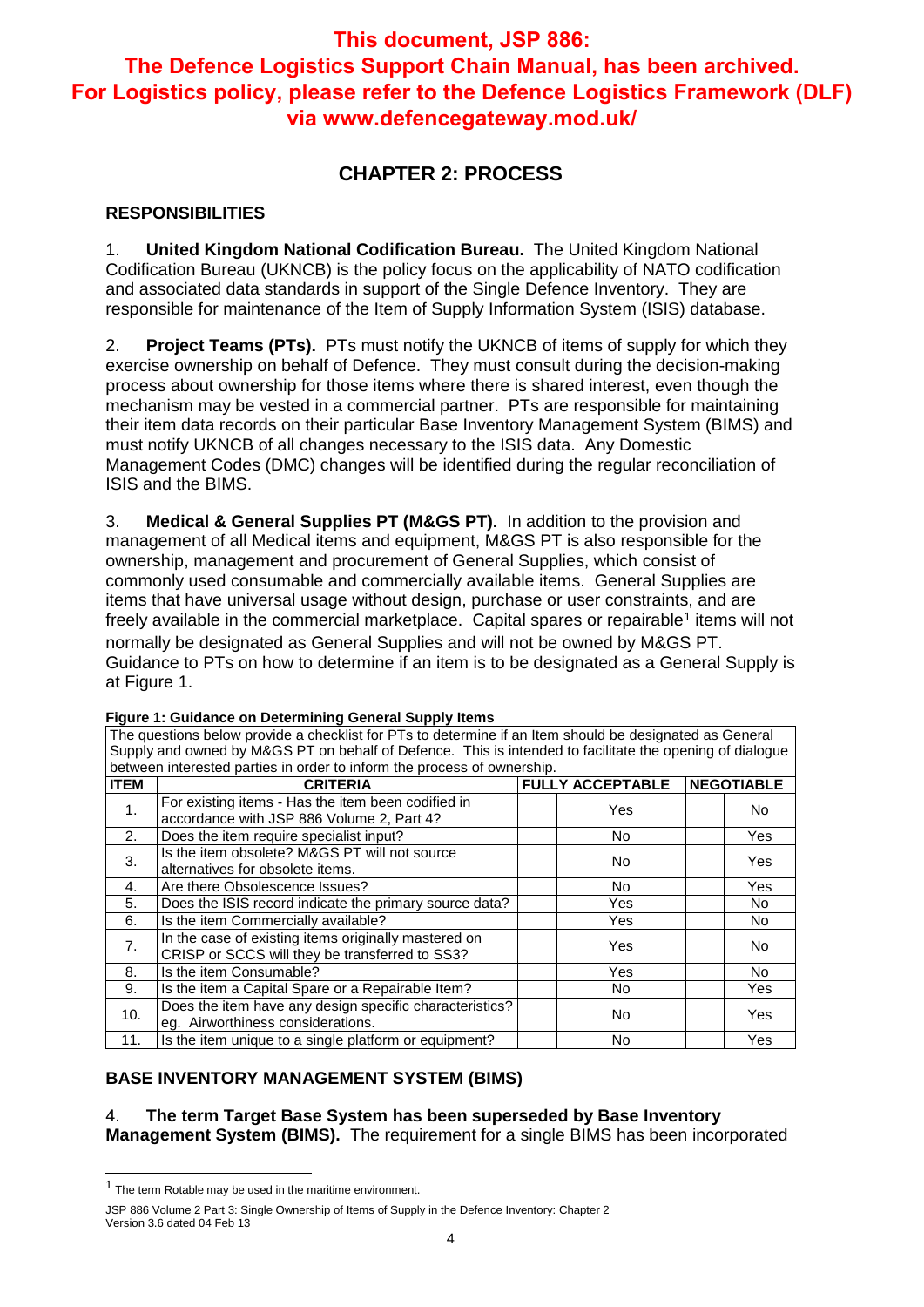**This document, JSP 886: The Defence Logistics Support Chain Manual, has been archived. For Logistics policy, please refer to the Defence Logistics Framework (DLF) via www.defencegateway.mod.uk/**

# CHAPTER 2: PROCESS

## RESPONSIBILITIES

1. **United Kingdom National Codification Bureau.** The United Kingdom National Codification Bureau (UKNCB) is the policy focus on the applicability of NATO codification and associated data standards in support of the Single Defence Inventory. They are responsible for maintenance of the Item of Supply Information System (ISIS) database.

2. **Project Teams (PTs).** PTs must notify the UKNCB of items of supply for which they exercise ownership on behalf of Defence. They must consult during the decision-making process about ownership for those items where there is shared interest, even though the mechanism may be vested in a commercial partner. PTs are responsible for maintaining their item data records on their particular Base Inventory Management System (BIMS) and must notify UKNCB of all changes necessary to the ISIS data. Any Domestic Management Codes (DMC) changes will be identified during the regular reconciliation of ISIS and the BIMS.

3. **Medical & General Supplies PT (M&GS PT).** In addition to the provision and management of all Medical items and equipment, M&GS PT is also responsible for the ownership, management and procurement of General Supplies, which consist of commonly used consumable and commercially available items. General Supplies are items that have universal usage without design, purchase or user constraints, and are freely available in the commercial marketplace. Capital spares or repairable[1] items will not normally be designated as General Supplies and will not be owned by M&GS PT. Guidance to PTs on how to determine if an item is to be designated as a General Supply is at Figure 1.

**Figure 1: Guidance on Determining General Supply Items**

The questions below provide a checklist for PTs to determine if an Item should be designated as General Supply and owned by M&GS PT on behalf of Defence. This is intended to facilitate the opening of dialogue between interested parties in order to inform the process of ownership.

| ITEM | CRITERIA | FULLY ACCEPTABLE | NEGOTIABLE |
|---|---|---|---|
| 1. | For existing items - Has the item been codified in accordance with JSP 886 Volume 2, Part 4? | Yes | No |
| 2. | Does the item require specialist input? | No | Yes |
| 3. | Is the item obsolete? M&GS PT will not source alternatives for obsolete items. | No | Yes |
| 4. | Are there Obsolescence Issues? | No | Yes |
| 5. | Does the ISIS record indicate the primary source data? | Yes | No |
| 6. | Is the item Commercially available? | Yes | No |
| 7. | In the case of existing items originally mastered on CRISP or SCCS will they be transferred to SS3? | Yes | No |
| 8. | Is the item Consumable? | Yes | No |
| 9. | Is the item a Capital Spare or a Repairable Item? | No | Yes |
| 10. | Does the item have any design specific characteristics? eg. Airworthiness considerations. | No | Yes |
| 11. | Is the item unique to a single platform or equipment? | No | Yes |

## BASE INVENTORY MANAGEMENT SYSTEM (BIMS)

4. **The term Target Base System has been superseded by Base Inventory Management System (BIMS).** The requirement for a single BIMS has been incorporated

[1] The term Rotable may be used in the maritime environment.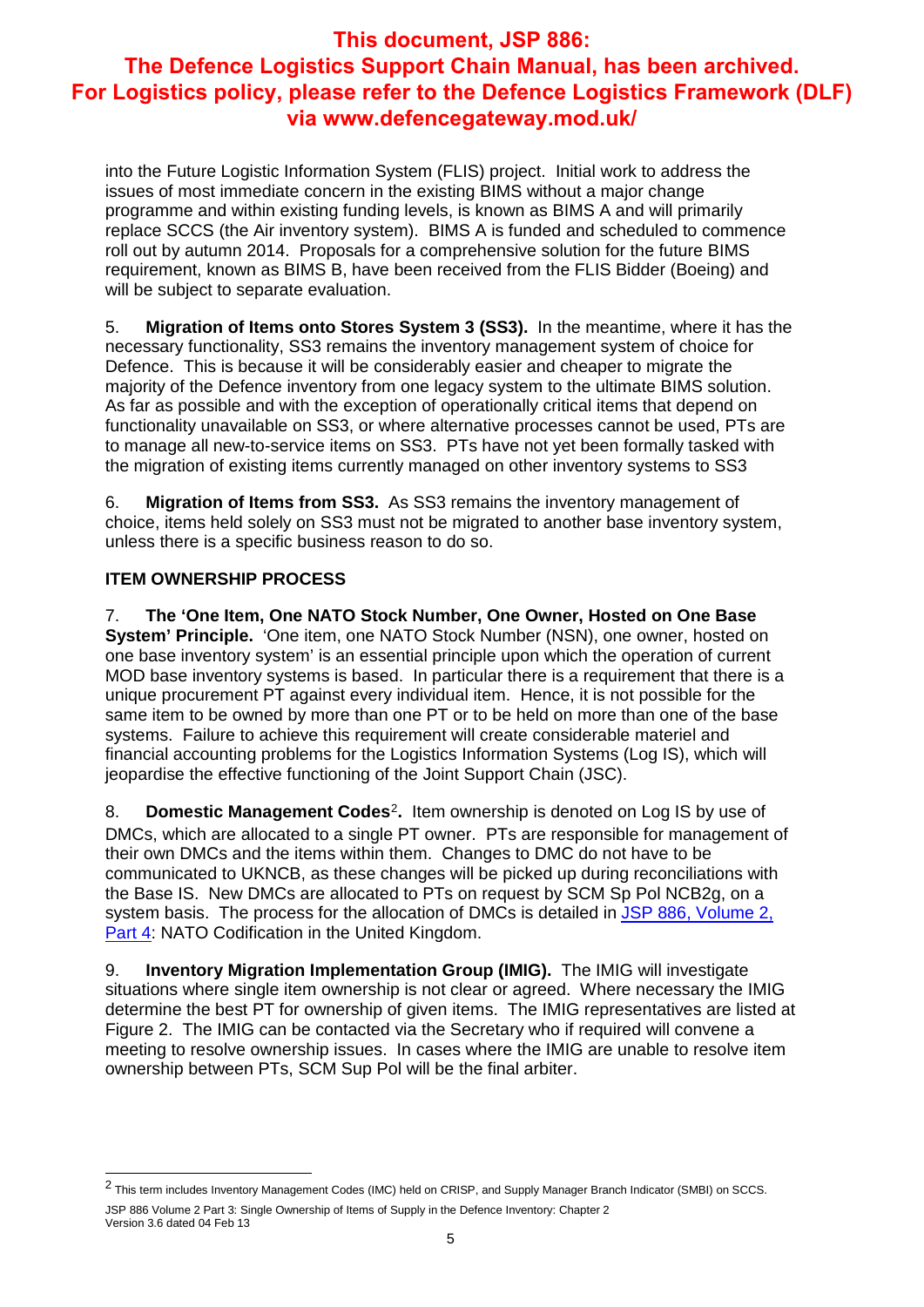into the Future Logistic Information System (FLIS) project. Initial work to address the issues of most immediate concern in the existing BIMS without a major change programme and within existing funding levels, is known as BIMS A and will primarily replace SCCS (the Air inventory system). BIMS A is funded and scheduled to commence roll out by autumn 2014. Proposals for a comprehensive solution for the future BIMS requirement, known as BIMS B, have been received from the FLIS Bidder (Boeing) and will be subject to separate evaluation.

5. **Migration of Items onto Stores System 3 (SS3).** In the meantime, where it has the necessary functionality, SS3 remains the inventory management system of choice for Defence. This is because it will be considerably easier and cheaper to migrate the majority of the Defence inventory from one legacy system to the ultimate BIMS solution. As far as possible and with the exception of operationally critical items that depend on functionality unavailable on SS3, or where alternative processes cannot be used, PTs are to manage all new-to-service items on SS3. PTs have not yet been formally tasked with the migration of existing items currently managed on other inventory systems to SS3

6. **Migration of Items from SS3.** As SS3 remains the inventory management of choice, items held solely on SS3 must not be migrated to another base inventory system, unless there is a specific business reason to do so.

**ITEM OWNERSHIP PROCESS**

7. **The 'One Item, One NATO Stock Number, One Owner, Hosted on One Base System' Principle.** 'One item, one NATO Stock Number (NSN), one owner, hosted on one base inventory system' is an essential principle upon which the operation of current MOD base inventory systems is based. In particular there is a requirement that there is a unique procurement PT against every individual item. Hence, it is not possible for the same item to be owned by more than one PT or to be held on more than one of the base systems. Failure to achieve this requirement will create considerable materiel and financial accounting problems for the Logistics Information Systems (Log IS), which will jeopardise the effective functioning of the Joint Support Chain (JSC).

8. **Domestic Management Codes**[2]**.** Item ownership is denoted on Log IS by use of DMCs, which are allocated to a single PT owner. PTs are responsible for management of their own DMCs and the items within them. Changes to DMC do not have to be communicated to UKNCB, as these changes will be picked up during reconciliations with the Base IS. New DMCs are allocated to PTs on request by SCM Sp Pol NCB2g, on a system basis. The process for the allocation of DMCs is detailed in JSP 886, Volume 2, Part 4: NATO Codification in the United Kingdom.

9. **Inventory Migration Implementation Group (IMIG).** The IMIG will investigate situations where single item ownership is not clear or agreed. Where necessary the IMIG determine the best PT for ownership of given items. The IMIG representatives are listed at Figure 2. The IMIG can be contacted via the Secretary who if required will convene a meeting to resolve ownership issues. In cases where the IMIG are unable to resolve item ownership between PTs, SCM Sup Pol will be the final arbiter.

---

[2] This term includes Inventory Management Codes (IMC) held on CRISP, and Supply Manager Branch Indicator (SMBI) on SCCS.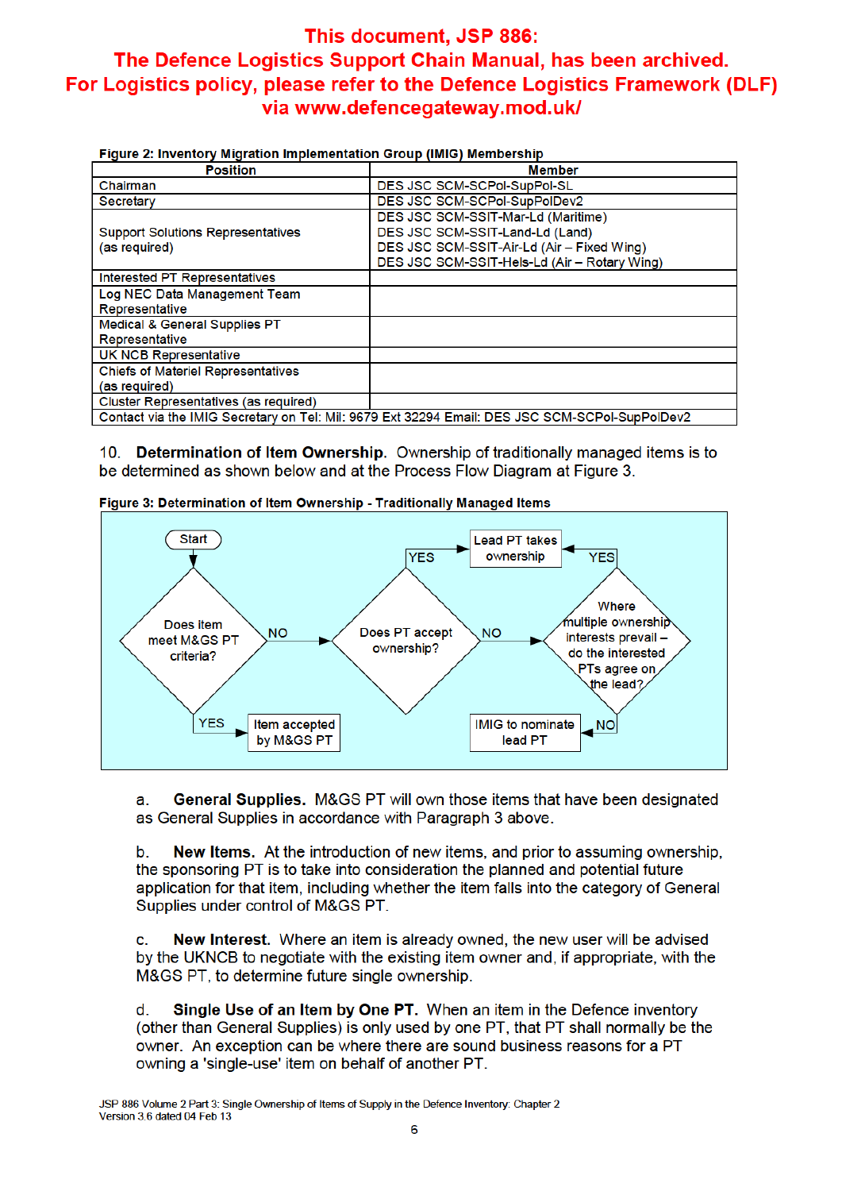**This document, JSP 886: The Defence Logistics Support Chain Manual, has been archived. For Logistics policy, please refer to the Defence Logistics Framework (DLF) via www.defencegateway.mod.uk/**

**Figure 2: Inventory Migration Implementation Group (IMIG) Membership**

| Position | Member |
|---|---|
| Chairman | DES JSC SCM-SCPol-SupPol-SL |
| Secretary | DES JSC SCM-SCPol-SupPolDev2 |
| Support Solutions Representatives (as required) | DES JSC SCM-SSIT-Mar-Ld (Maritime)<br>DES JSC SCM-SSIT-Land-Ld (Land)<br>DES JSC SCM-SSIT-Air-Ld (Air – Fixed Wing)<br>DES JSC SCM-SSIT-Hels-Ld (Air – Rotary Wing) |
| Interested PT Representatives | |
| Log NEC Data Management Team Representative | |
| Medical & General Supplies PT Representative | |
| UK NCB Representative | |
| Chiefs of Materiel Representatives (as required) | |
| Cluster Representatives (as required) | |
| Contact via the IMIG Secretary on Tel: Mil: 9679 Ext 32294 Email: DES JSC SCM-SCPol-SupPolDev2 | |

10. **Determination of Item Ownership.** Ownership of traditionally managed items is to be determined as shown below and at the Process Flow Diagram at Figure 3.

**Figure 3: Determination of Item Ownership - Traditionally Managed Items**

Start → Does item meet M&GS PT criteria?
- YES → Item accepted by M&GS PT
- NO → Does PT accept ownership?
  - YES → Lead PT takes ownership
  - NO → Where multiple ownership interests prevail – do the interested PTs agree on the lead?
    - YES → Lead PT takes ownership
    - NO → IMIG to nominate lead PT

a. **General Supplies.** M&GS PT will own those items that have been designated as General Supplies in accordance with Paragraph 3 above.

b. **New Items.** At the introduction of new items, and prior to assuming ownership, the sponsoring PT is to take into consideration the planned and potential future application for that item, including whether the item falls into the category of General Supplies under control of M&GS PT.

c. **New Interest.** Where an item is already owned, the new user will be advised by the UKNCB to negotiate with the existing item owner and, if appropriate, with the M&GS PT, to determine future single ownership.

d. **Single Use of an Item by One PT.** When an item in the Defence inventory (other than General Supplies) is only used by one PT, that PT shall normally be the owner. An exception can be where there are sound business reasons for a PT owning a 'single-use' item on behalf of another PT.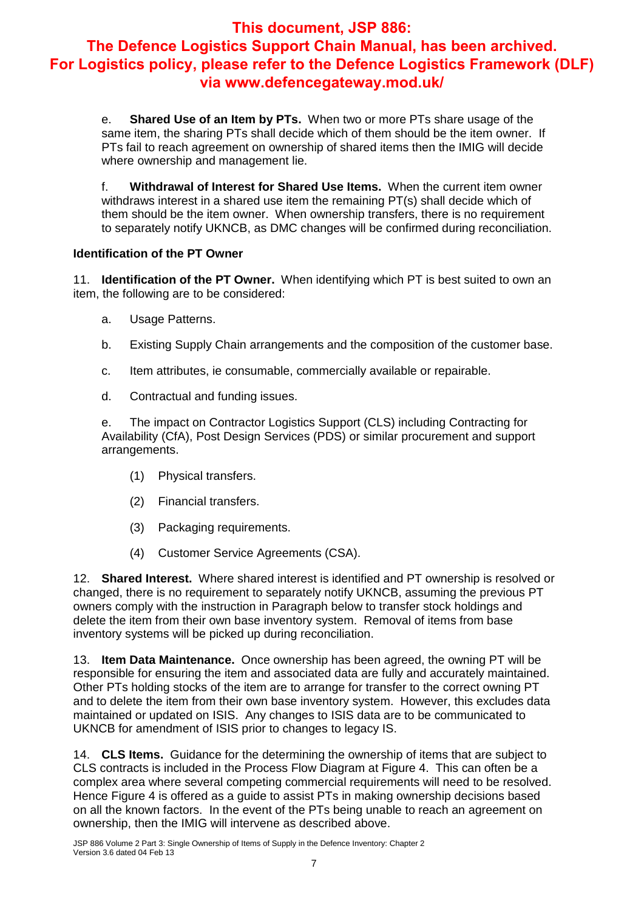**This document, JSP 886: The Defence Logistics Support Chain Manual, has been archived. For Logistics policy, please refer to the Defence Logistics Framework (DLF) via www.defencegateway.mod.uk/**

e. **Shared Use of an Item by PTs.** When two or more PTs share usage of the same item, the sharing PTs shall decide which of them should be the item owner. If PTs fail to reach agreement on ownership of shared items then the IMIG will decide where ownership and management lie.

f. **Withdrawal of Interest for Shared Use Items.** When the current item owner withdraws interest in a shared use item the remaining PT(s) shall decide which of them should be the item owner. When ownership transfers, there is no requirement to separately notify UKNCB, as DMC changes will be confirmed during reconciliation.

### Identification of the PT Owner

11. **Identification of the PT Owner.** When identifying which PT is best suited to own an item, the following are to be considered:

a. Usage Patterns.

b. Existing Supply Chain arrangements and the composition of the customer base.

c. Item attributes, ie consumable, commercially available or repairable.

d. Contractual and funding issues.

e. The impact on Contractor Logistics Support (CLS) including Contracting for Availability (CfA), Post Design Services (PDS) or similar procurement and support arrangements.

(1) Physical transfers.

(2) Financial transfers.

(3) Packaging requirements.

(4) Customer Service Agreements (CSA).

12. **Shared Interest.** Where shared interest is identified and PT ownership is resolved or changed, there is no requirement to separately notify UKNCB, assuming the previous PT owners comply with the instruction in Paragraph below to transfer stock holdings and delete the item from their own base inventory system. Removal of items from base inventory systems will be picked up during reconciliation.

13. **Item Data Maintenance.** Once ownership has been agreed, the owning PT will be responsible for ensuring the item and associated data are fully and accurately maintained. Other PTs holding stocks of the item are to arrange for transfer to the correct owning PT and to delete the item from their own base inventory system. However, this excludes data maintained or updated on ISIS. Any changes to ISIS data are to be communicated to UKNCB for amendment of ISIS prior to changes to legacy IS.

14. **CLS Items.** Guidance for the determining the ownership of items that are subject to CLS contracts is included in the Process Flow Diagram at Figure 4. This can often be a complex area where several competing commercial requirements will need to be resolved. Hence Figure 4 is offered as a guide to assist PTs in making ownership decisions based on all the known factors. In the event of the PTs being unable to reach an agreement on ownership, then the IMIG will intervene as described above.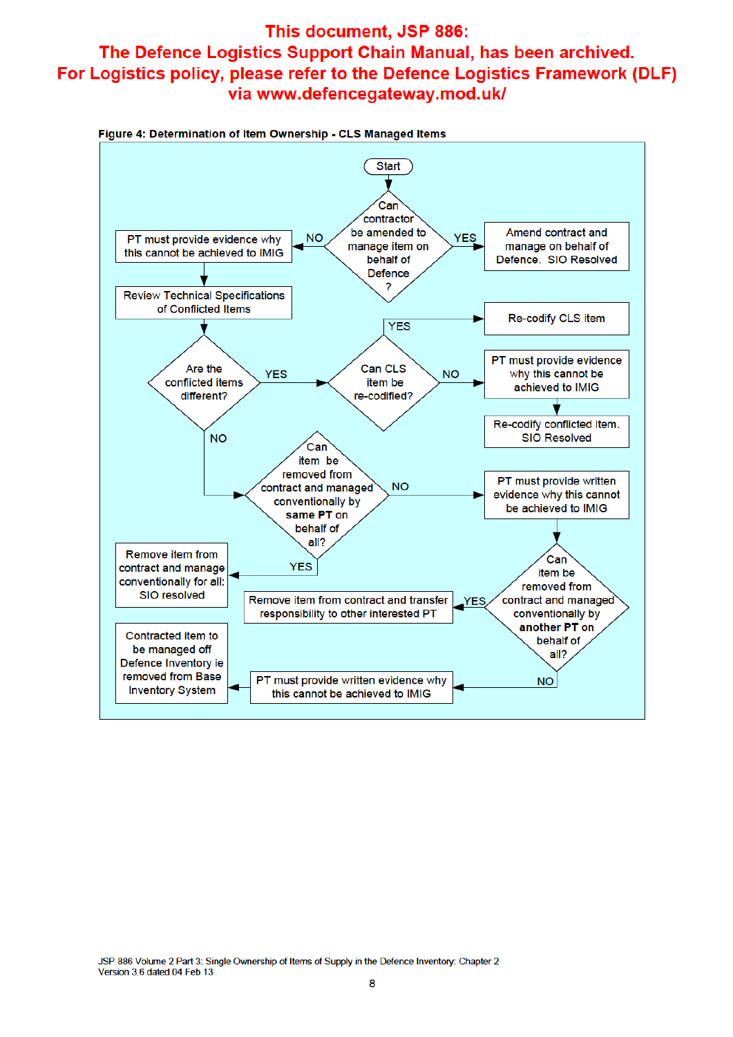**This document, JSP 886:**
**The Defence Logistics Support Chain Manual, has been archived.**
**For Logistics policy, please refer to the Defence Logistics Framework (DLF) via www.defencegateway.mod.uk/**

**Figure 4: Determination of Item Ownership - CLS Managed Items**

Start

Can contractor be amended to manage item on behalf of Defence ?

YES

Amend contract and manage on behalf of Defence. SIO Resolved

NO

PT must provide evidence why this cannot be achieved to IMIG

Review Technical Specifications of Conflicted Items

Are the conflicted items different?

YES

Can CLS item be re-codified?

YES

Re-codify CLS item

NO

PT must provide evidence why this cannot be achieved to IMIG

Re-codify conflicted item. SIO Resolved

NO

Can item be removed from contract and managed conventionally by **same PT** on behalf of all?

YES

Remove item from contract and manage conventionally for all: SIO resolved

NO

PT must provide written evidence why this cannot be achieved to IMIG

Can item be removed from contract and managed conventionally by **another PT** on behalf of all?

YES

Remove item from contract and transfer responsibility to other interested PT

NO

PT must provide written evidence why this cannot be achieved to IMIG

Contracted item to be managed off Defence Inventory ie removed from Base Inventory System

JSP 886 Volume 2 Part 3: Single Ownership of Items of Supply in the Defence Inventory: Chapter 2
Version 3.6 dated 04 Feb 13